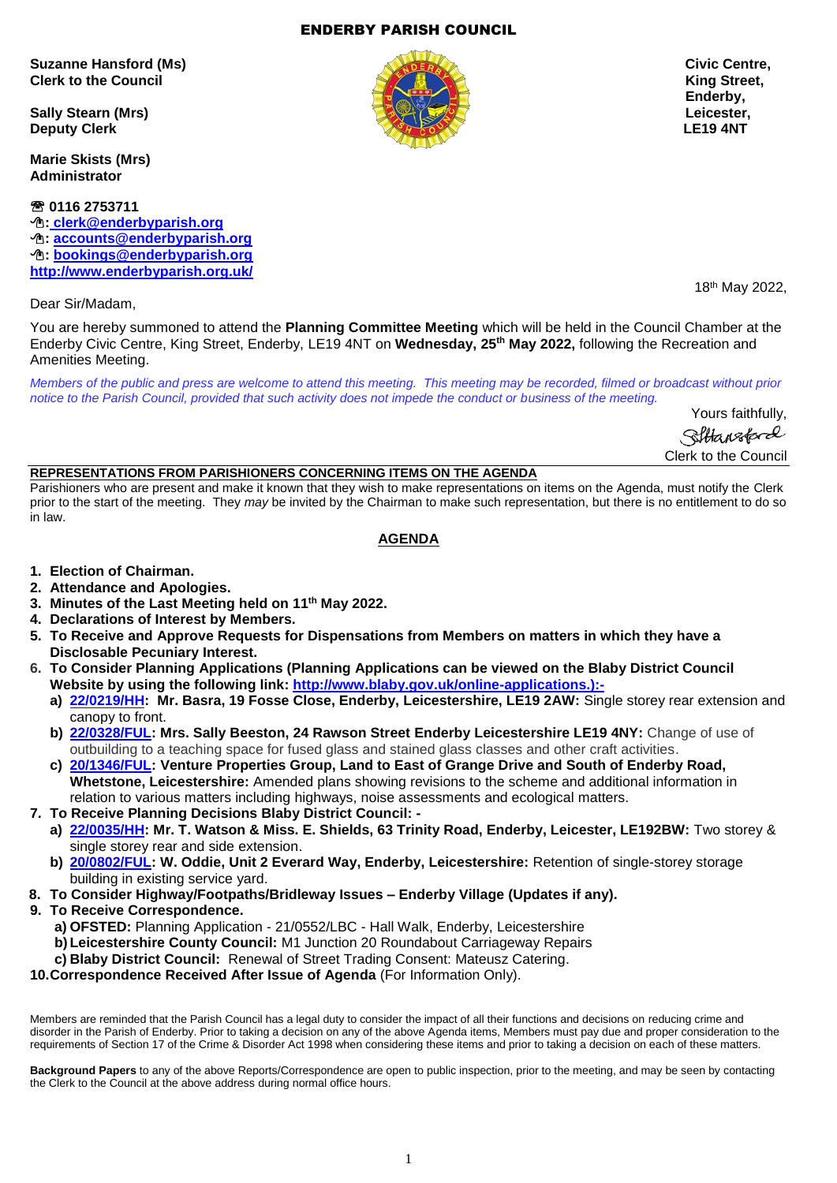# ENDERBY PARISH COUNCIL

**Suzanne Hansford (Ms)**
**Clerk to the Council**

**Sally Stearn (Mrs)**
**Deputy Clerk**

**Marie Skists (Mrs)**
**Administrator**

**Civic Centre,**
**King Street,**
**Enderby,**
**Leicester,**
**LE19 4NT**

☎ **0116 2753711**
**: clerk@enderbyparish.org**
**: accounts@enderbyparish.org**
**: bookings@enderbyparish.org**
**http://www.enderbyparish.org.uk/**

18th May 2022,

Dear Sir/Madam,

You are hereby summoned to attend the **Planning Committee Meeting** which will be held in the Council Chamber at the Enderby Civic Centre, King Street, Enderby, LE19 4NT on **Wednesday, 25th May 2022,** following the Recreation and Amenities Meeting.

*Members of the public and press are welcome to attend this meeting. This meeting may be recorded, filmed or broadcast without prior notice to the Parish Council, provided that such activity does not impede the conduct or business of the meeting.*

Yours faithfully,

SHansford

Clerk to the Council

**REPRESENTATIONS FROM PARISHIONERS CONCERNING ITEMS ON THE AGENDA**

Parishioners who are present and make it known that they wish to make representations on items on the Agenda, must notify the Clerk prior to the start of the meeting. They *may* be invited by the Chairman to make such representation, but there is no entitlement to do so in law.

## AGENDA

1. **Election of Chairman.**
2. **Attendance and Apologies.**
3. **Minutes of the Last Meeting held on 11th May 2022.**
4. **Declarations of Interest by Members.**
5. **To Receive and Approve Requests for Dispensations from Members on matters in which they have a Disclosable Pecuniary Interest.**
6. **To Consider Planning Applications (Planning Applications can be viewed on the Blaby District Council Website by using the following link: http://www.blaby.gov.uk/online-applications.):-**
   a) **22/0219/HH: Mr. Basra, 19 Fosse Close, Enderby, Leicestershire, LE19 2AW:** Single storey rear extension and canopy to front.
   b) **22/0328/FUL: Mrs. Sally Beeston, 24 Rawson Street Enderby Leicestershire LE19 4NY:** Change of use of outbuilding to a teaching space for fused glass and stained glass classes and other craft activities.
   c) **20/1346/FUL: Venture Properties Group, Land to East of Grange Drive and South of Enderby Road, Whetstone, Leicestershire:** Amended plans showing revisions to the scheme and additional information in relation to various matters including highways, noise assessments and ecological matters.
7. **To Receive Planning Decisions Blaby District Council: -**
   a) **22/0035/HH: Mr. T. Watson & Miss. E. Shields, 63 Trinity Road, Enderby, Leicester, LE192BW:** Two storey & single storey rear and side extension.
   b) **20/0802/FUL: W. Oddie, Unit 2 Everard Way, Enderby, Leicestershire:** Retention of single-storey storage building in existing service yard.
8. **To Consider Highway/Footpaths/Bridleway Issues – Enderby Village (Updates if any).**
9. **To Receive Correspondence.**
   a) **OFSTED:** Planning Application - 21/0552/LBC - Hall Walk, Enderby, Leicestershire
   b) **Leicestershire County Council:** M1 Junction 20 Roundabout Carriageway Repairs
   c) **Blaby District Council:** Renewal of Street Trading Consent: Mateusz Catering.
10. **Correspondence Received After Issue of Agenda** (For Information Only).

Members are reminded that the Parish Council has a legal duty to consider the impact of all their functions and decisions on reducing crime and disorder in the Parish of Enderby. Prior to taking a decision on any of the above Agenda items, Members must pay due and proper consideration to the requirements of Section 17 of the Crime & Disorder Act 1998 when considering these items and prior to taking a decision on each of these matters.

**Background Papers** to any of the above Reports/Correspondence are open to public inspection, prior to the meeting, and may be seen by contacting the Clerk to the Council at the above address during normal office hours.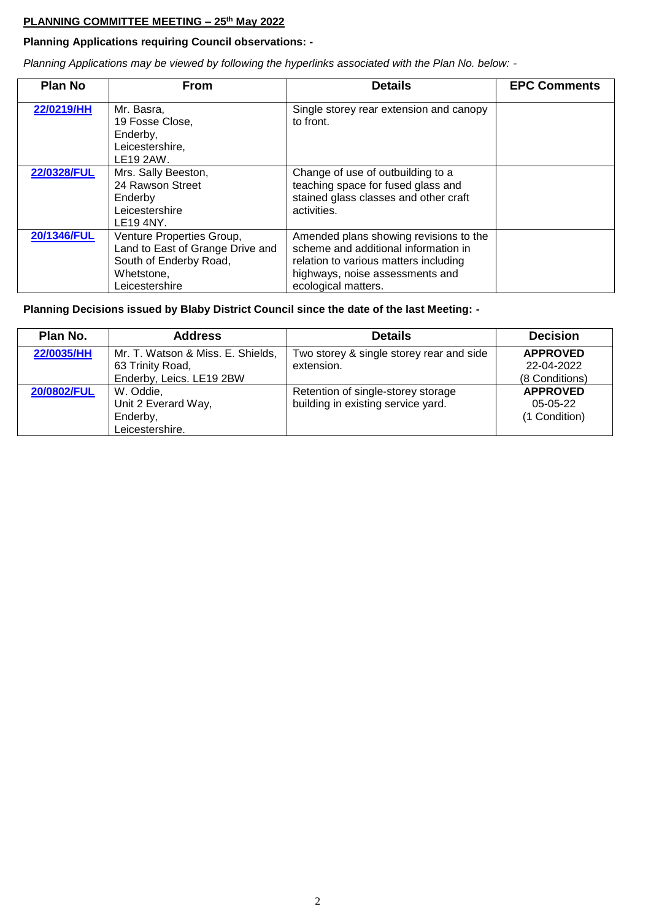## PLANNING COMMITTEE MEETING – 25th May 2022

**Planning Applications requiring Council observations: -**

*Planning Applications may be viewed by following the hyperlinks associated with the Plan No. below: -*

| Plan No | From | Details | EPC Comments |
|---|---|---|---|
| **22/0219/HH** | Mr. Basra, 19 Fosse Close, Enderby, Leicestershire, LE19 2AW. | Single storey rear extension and canopy to front. | |
| **22/0328/FUL** | Mrs. Sally Beeston, 24 Rawson Street Enderby Leicestershire LE19 4NY. | Change of use of outbuilding to a teaching space for fused glass and stained glass classes and other craft activities. | |
| **20/1346/FUL** | Venture Properties Group, Land to East of Grange Drive and South of Enderby Road, Whetstone, Leicestershire | Amended plans showing revisions to the scheme and additional information in relation to various matters including highways, noise assessments and ecological matters. | |

**Planning Decisions issued by Blaby District Council since the date of the last Meeting: -**

| Plan No. | Address | Details | Decision |
|---|---|---|---|
| **22/0035/HH** | Mr. T. Watson & Miss. E. Shields, 63 Trinity Road, Enderby, Leics. LE19 2BW | Two storey & single storey rear and side extension. | **APPROVED** 22-04-2022 (8 Conditions) |
| **20/0802/FUL** | W. Oddie, Unit 2 Everard Way, Enderby, Leicestershire. | Retention of single-storey storage building in existing service yard. | **APPROVED** 05-05-22 (1 Condition) |